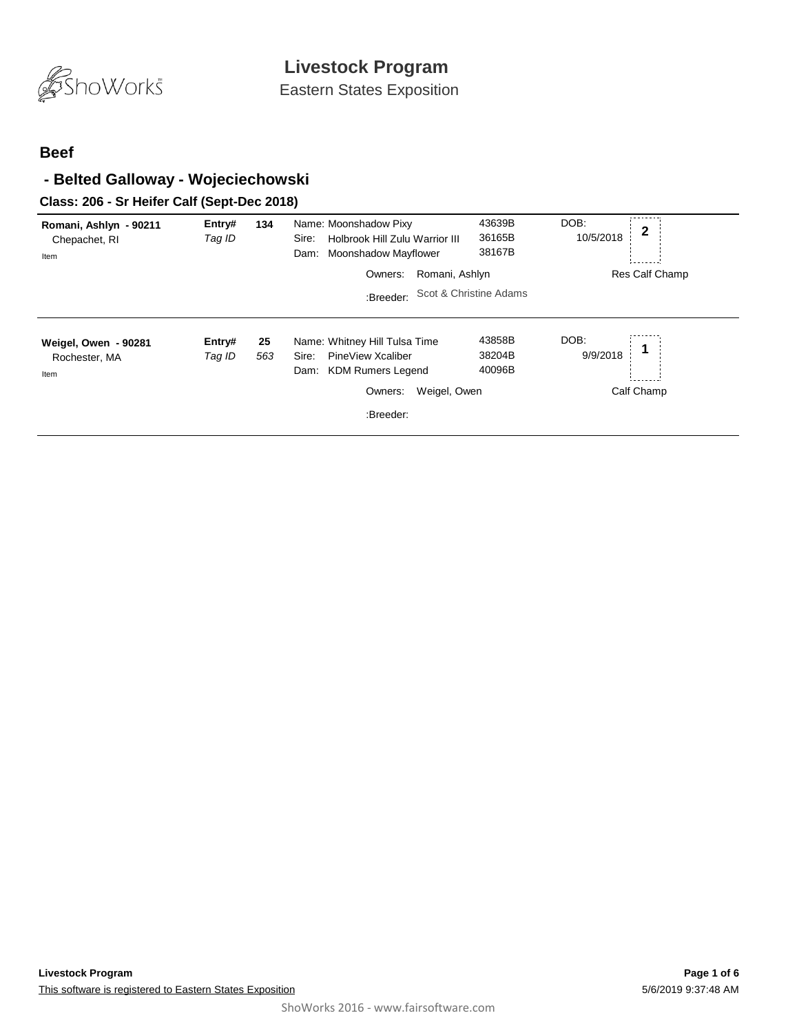# Livestock Program

Eastern States Exposition

## Beef

### - Belted Galloway - Wojeciechowski

#### Class: 206 - Sr Heifer Calf (Sept-Dec 2018)

| Exhibitor | Entry# / Tag ID | Animal | Reg # | DOB | Placing |
|---|---|---|---|---|---|
| **Romani, Ashlyn - 90211**<br>Chepachet, RI<br>Item | **Entry# 134**<br>*Tag ID* | Name: Moonshadow Pixy<br>Sire: Holbrook Hill Zulu Warrior III<br>Dam: Moonshadow Mayflower<br>Owners: Romani, Ashlyn<br>:Breeder: Scot & Christine Adams | 43639B<br>36165B<br>38167B | 10/5/2018 | 2<br>Res Calf Champ |
| **Weigel, Owen - 90281**<br>Rochester, MA<br>Item | **Entry# 25**<br>*Tag ID 563* | Name: Whitney Hill Tulsa Time<br>Sire: PineView Xcaliber<br>Dam: KDM Rumers Legend<br>Owners: Weigel, Owen<br>:Breeder: | 43858B<br>38204B<br>40096B | 9/9/2018 | 1<br>Calf Champ |

**Livestock Program**

This software is registered to Eastern States Exposition

5/6/2019 9:37:48 AM

ShoWorks 2016 - www.fairsoftware.com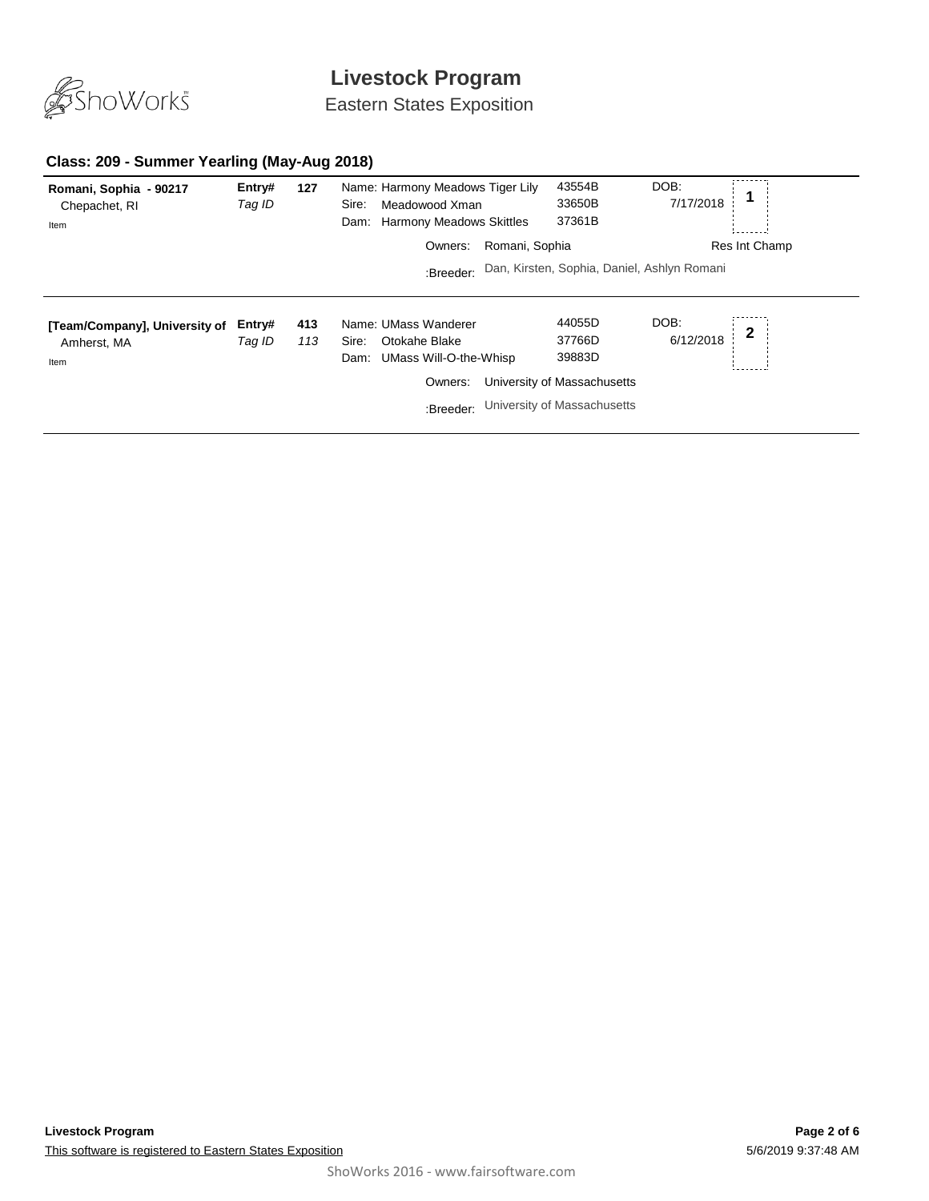# Livestock Program

Eastern States Exposition

## Class: 209 - Summer Yearling (May-Aug 2018)

**Romani, Sophia - 90217**
Chepachet, RI
Item

**Entry#** **127**
*Tag ID*

Name: Harmony Meadows Tiger Lily — 43554B
Sire: Meadowood Xman — 33650B
Dam: Harmony Meadows Skittles — 37361B

DOB: 7/17/2018

**1**

Owners: Romani, Sophia

Res Int Champ

:Breeder: Dan, Kirsten, Sophia, Daniel, Ashlyn Romani

---

**[Team/Company], University of**
Amherst, MA
Item

**Entry#** **413**
*Tag ID* *113*

Name: UMass Wanderer — 44055D
Sire: Otokahe Blake — 37766D
Dam: UMass Will-O-the-Whisp — 39883D

DOB: 6/12/2018

**2**

Owners: University of Massachusetts

:Breeder: University of Massachusetts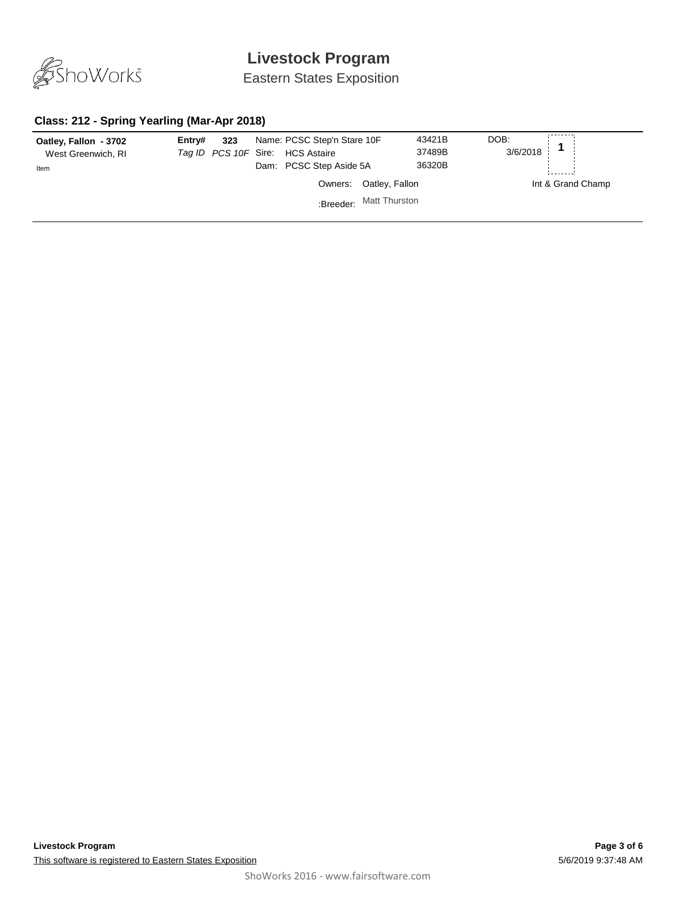# Livestock Program

Eastern States Exposition

### Class: 212 - Spring Yearling (Mar-Apr 2018)

| Exhibitor | Entry# / Tag ID | Animal | Reg # | DOB | Place |
|---|---|---|---|---|---|
| **Oatley, Fallon - 3702** | **Entry# 323** | Name: PCSC Step'n Stare 10F | 43421B | DOB: 3/6/2018 | **1** |
| West Greenwich, RI | *Tag ID PCS 10F* | Sire: HCS Astaire | 37489B | | |
| Item | | Dam: PCSC Step Aside 5A | 36320B | | |
| | | Owners: Oatley, Fallon | | | Int & Grand Champ |
| | | :Breeder: Matt Thurston | | | |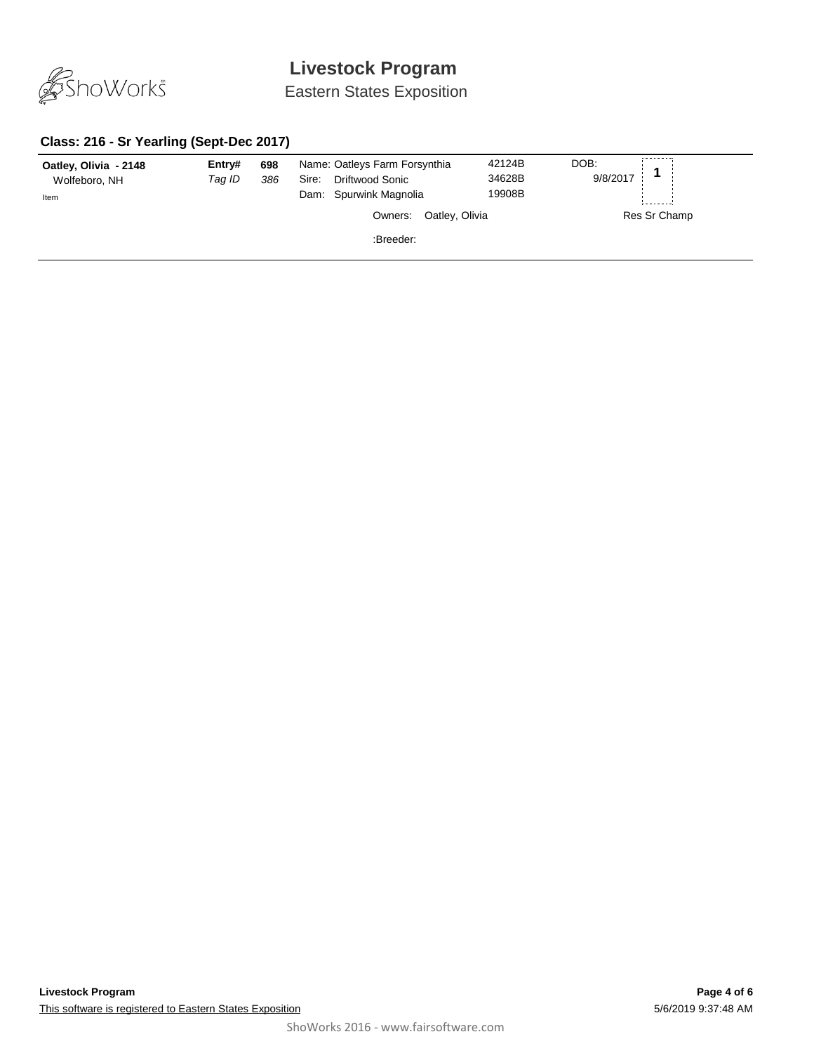# Livestock Program

Eastern States Exposition

### Class: 216 - Sr Yearling (Sept-Dec 2017)

**Oatley, Olivia - 2148**
Wolfeboro, NH
Item

**Entry#** **698**
*Tag ID* *386*

Name: Oatleys Farm Forsynthia 42124B
Sire: Driftwood Sonic 34628B
Dam: Spurwink Magnolia 19908B

Owners: Oatley, Olivia

:Breeder:

DOB: 9/8/2017

**1**

Res Sr Champ

---

**Livestock Program**

This software is registered to Eastern States Exposition

5/6/2019 9:37:48 AM

ShoWorks 2016 - www.fairsoftware.com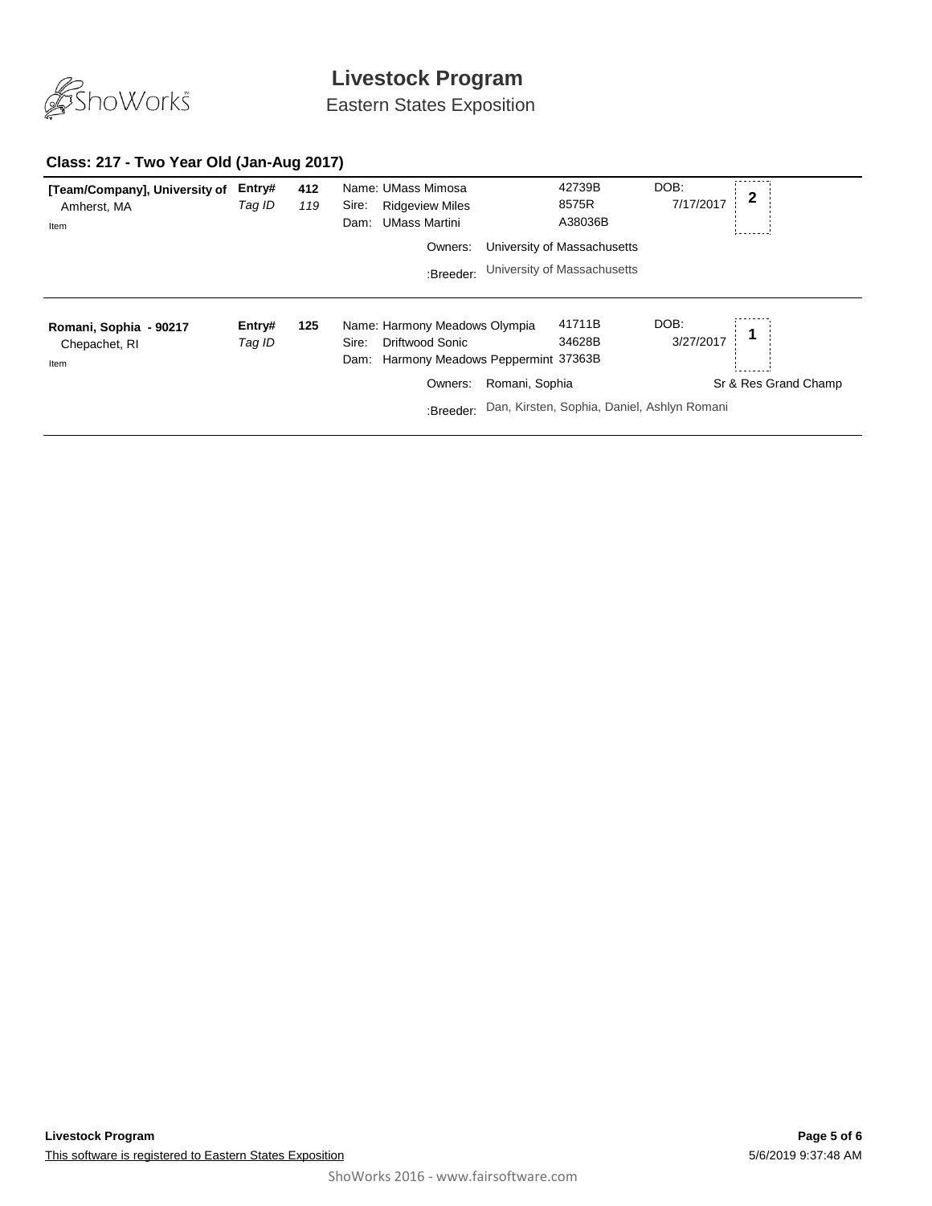# Livestock Program

Eastern States Exposition

## Class: 217 - Two Year Old (Jan-Aug 2017)

**[Team/Company], University of**
Amherst, MA
Item

**Entry#** **412**
*Tag ID* *119*

Name: UMass Mimosa — 42739B
Sire: Ridgeview Miles — 8575R
Dam: UMass Martini — A38036B

DOB: 7/17/2017

**2**

Owners: University of Massachusetts

:Breeder: University of Massachusetts

---

**Romani, Sophia - 90217**
Chepachet, RI
Item

**Entry#** **125**
*Tag ID*

Name: Harmony Meadows Olympia — 41711B
Sire: Driftwood Sonic — 34628B
Dam: Harmony Meadows Peppermint — 37363B

DOB: 3/27/2017

**1**

Sr & Res Grand Champ

Owners: Romani, Sophia

:Breeder: Dan, Kirsten, Sophia, Daniel, Ashlyn Romani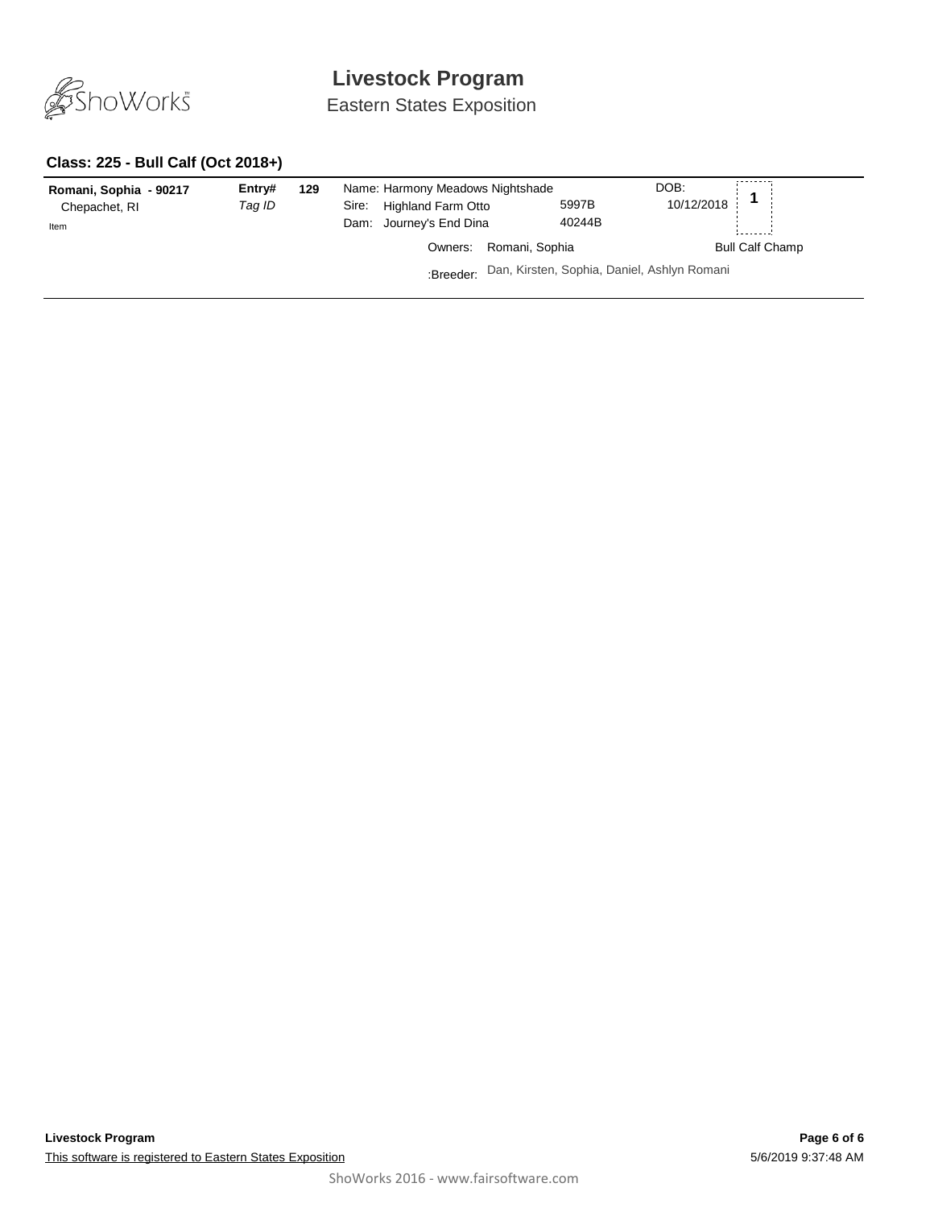# Livestock Program

Eastern States Exposition

### Class: 225 - Bull Calf (Oct 2018+)

**Romani, Sophia - 90217**
Chepachet, RI
Item

**Entry#** **129**
*Tag ID*

Name: Harmony Meadows Nightshade
Sire: Highland Farm Otto 5997B
Dam: Journey's End Dina 40244B

DOB: 10/12/2018

**1**

Owners: Romani, Sophia

Bull Calf Champ

:Breeder: Dan, Kirsten, Sophia, Daniel, Ashlyn Romani

**Livestock Program**

This software is registered to Eastern States Exposition

5/6/2019 9:37:48 AM

ShoWorks 2016 - www.fairsoftware.com